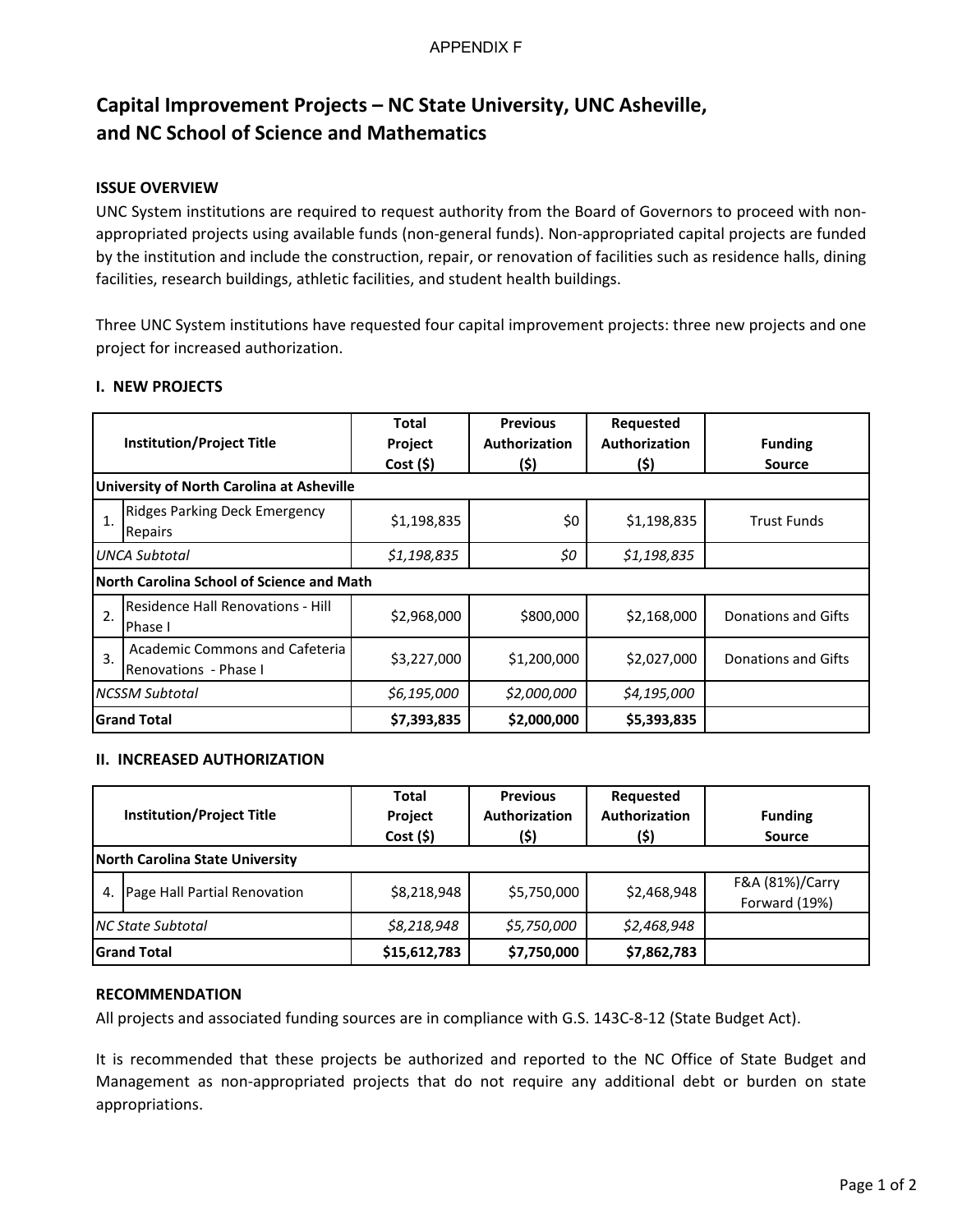APPENDIX F

# Capital Improvement Projects – NC State University, UNC Asheville, and NC School of Science and Mathematics

## ISSUE OVERVIEW

UNC System institutions are required to request authority from the Board of Governors to proceed with non-appropriated projects using available funds (non-general funds). Non-appropriated capital projects are funded by the institution and include the construction, repair, or renovation of facilities such as residence halls, dining facilities, research buildings, athletic facilities, and student health buildings.

Three UNC System institutions have requested four capital improvement projects: three new projects and one project for increased authorization.

### I. NEW PROJECTS

| | Institution/Project Title | Total Project Cost ($) | Previous Authorization ($) | Requested Authorization ($) | Funding Source |
|---|---|---|---|---|---|
| **University of North Carolina at Asheville** | | | | | |
| 1. | Ridges Parking Deck Emergency Repairs | $1,198,835 | $0 | $1,198,835 | Trust Funds |
| *UNCA Subtotal* | | *$1,198,835* | *$0* | *$1,198,835* | |
| **North Carolina School of Science and Math** | | | | | |
| 2. | Residence Hall Renovations - Hill Phase I | $2,968,000 | $800,000 | $2,168,000 | Donations and Gifts |
| 3. | Academic Commons and Cafeteria Renovations - Phase I | $3,227,000 | $1,200,000 | $2,027,000 | Donations and Gifts |
| *NCSSM Subtotal* | | *$6,195,000* | *$2,000,000* | *$4,195,000* | |
| **Grand Total** | | **$7,393,835** | **$2,000,000** | **$5,393,835** | |

### II. INCREASED AUTHORIZATION

| | Institution/Project Title | Total Project Cost ($) | Previous Authorization ($) | Requested Authorization ($) | Funding Source |
|---|---|---|---|---|---|
| **North Carolina State University** | | | | | |
| 4. | Page Hall Partial Renovation | $8,218,948 | $5,750,000 | $2,468,948 | F&A (81%)/Carry Forward (19%) |
| *NC State Subtotal* | | *$8,218,948* | *$5,750,000* | *$2,468,948* | |
| **Grand Total** | | **$15,612,783** | **$7,750,000** | **$7,862,783** | |

## RECOMMENDATION

All projects and associated funding sources are in compliance with G.S. 143C-8-12 (State Budget Act).

It is recommended that these projects be authorized and reported to the NC Office of State Budget and Management as non-appropriated projects that do not require any additional debt or burden on state appropriations.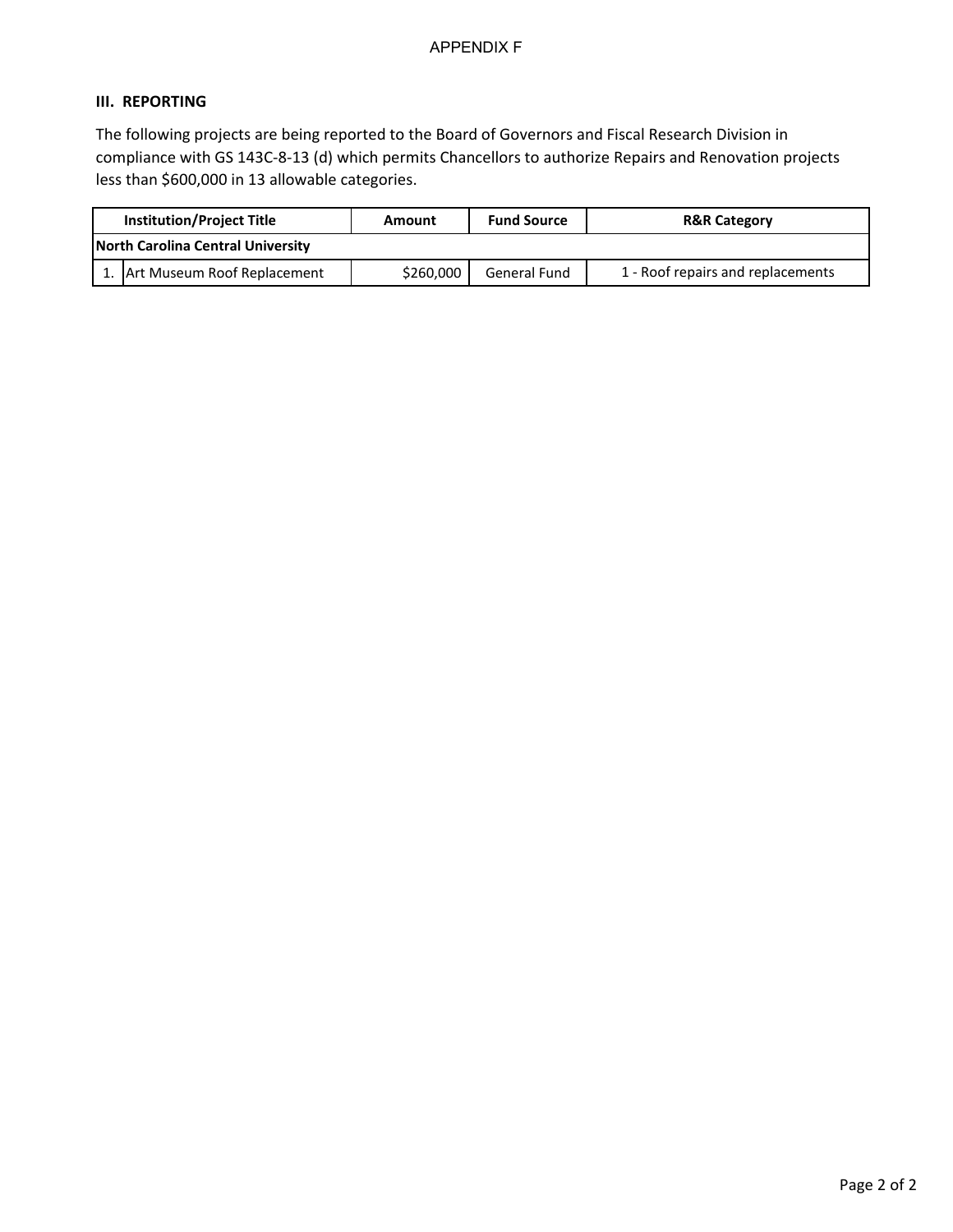APPENDIX F

### III. REPORTING

The following projects are being reported to the Board of Governors and Fiscal Research Division in compliance with GS 143C-8-13 (d) which permits Chancellors to authorize Repairs and Renovation projects less than $600,000 in 13 allowable categories.

| Institution/Project Title | | Amount | Fund Source | R&R Category |
|---|---|---|---|---|
| **North Carolina Central University** | | | | |
| 1. | Art Museum Roof Replacement | $260,000 | General Fund | 1 - Roof repairs and replacements |